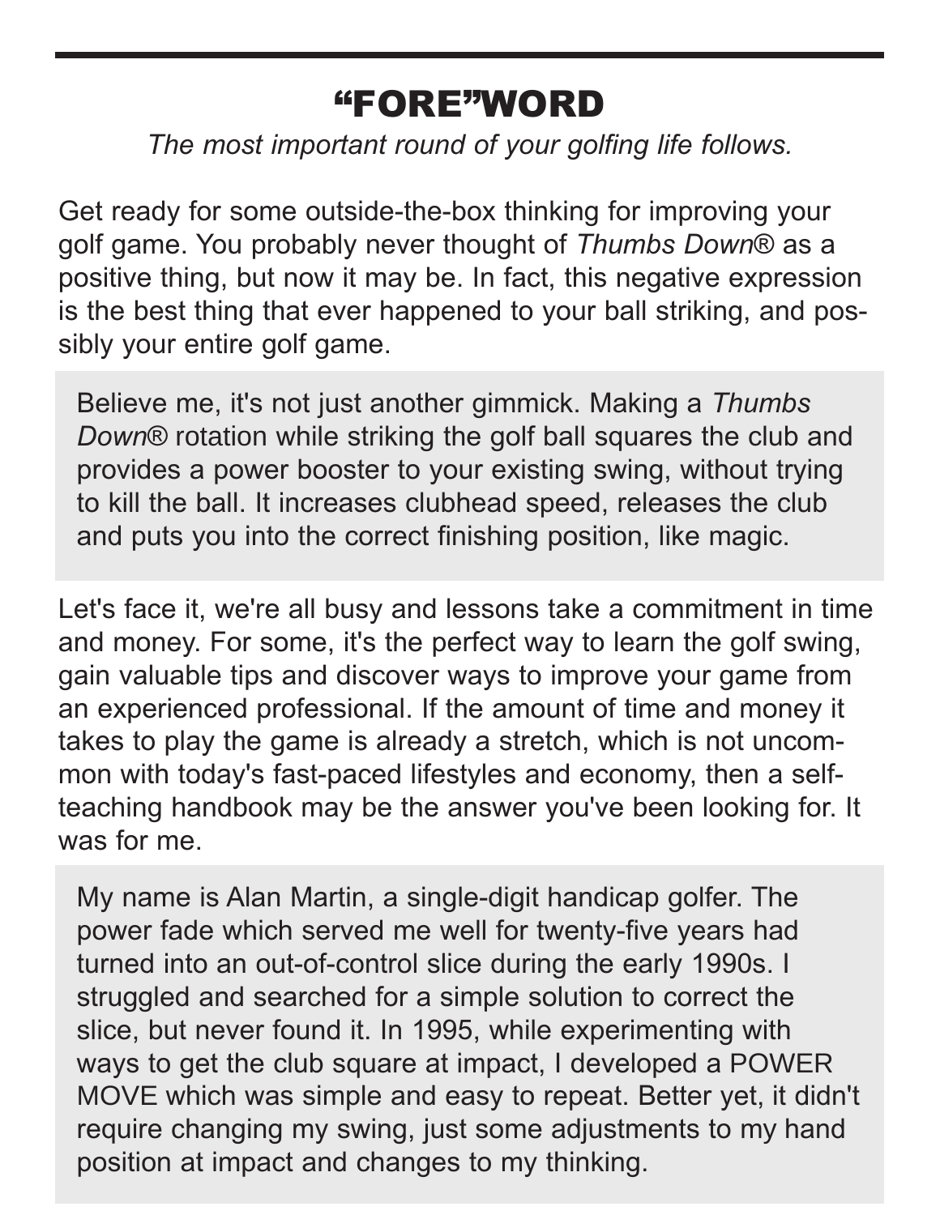# "FORE"WORD

*The most important round of your golfing life follows.*

Get ready for some outside-the-box thinking for improving your golf game. You probably never thought of *Thumbs Down®* as a positive thing, but now it may be. In fact, this negative expression is the best thing that ever happened to your ball striking, and possibly your entire golf game.

Believe me, it's not just another gimmick. Making a *Thumbs Down®* rotation while striking the golf ball squares the club and provides a power booster to your existing swing, without trying to kill the ball. It increases clubhead speed, releases the club and puts you into the correct finishing position, like magic.

Let's face it, we're all busy and lessons take a commitment in time and money. For some, it's the perfect way to learn the golf swing, gain valuable tips and discover ways to improve your game from an experienced professional. If the amount of time and money it takes to play the game is already a stretch, which is not uncommon with today's fast-paced lifestyles and economy, then a self-teaching handbook may be the answer you've been looking for. It was for me.

My name is Alan Martin, a single-digit handicap golfer. The power fade which served me well for twenty-five years had turned into an out-of-control slice during the early 1990s. I struggled and searched for a simple solution to correct the slice, but never found it. In 1995, while experimenting with ways to get the club square at impact, I developed a POWER MOVE which was simple and easy to repeat. Better yet, it didn't require changing my swing, just some adjustments to my hand position at impact and changes to my thinking.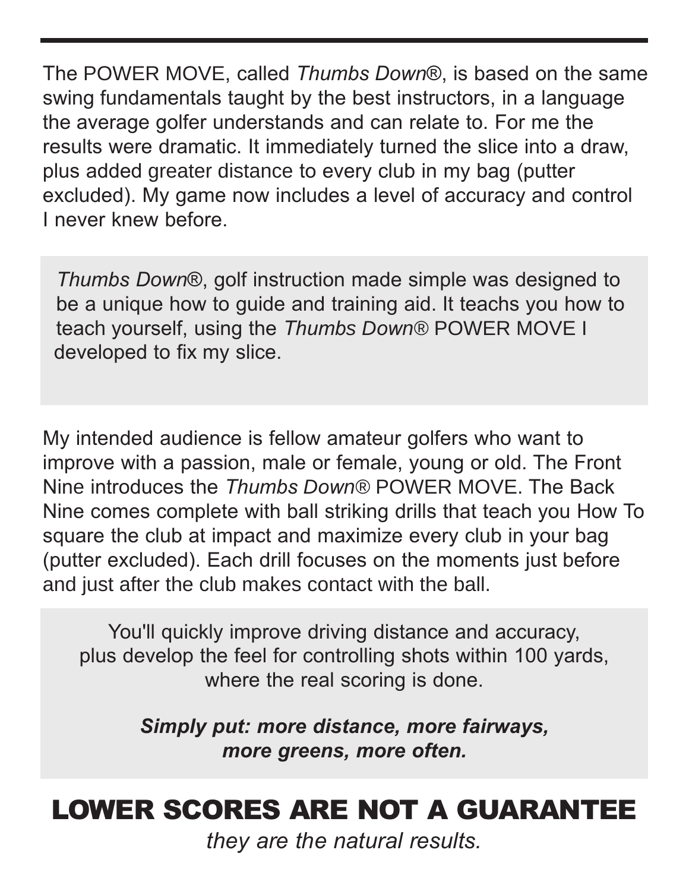The POWER MOVE, called *Thumbs Down®*, is based on the same swing fundamentals taught by the best instructors, in a language the average golfer understands and can relate to. For me the results were dramatic. It immediately turned the slice into a draw, plus added greater distance to every club in my bag (putter excluded). My game now includes a level of accuracy and control I never knew before.

*Thumbs Down®*, golf instruction made simple was designed to be a unique how to guide and training aid. It teachs you how to teach yourself, using the *Thumbs Down®* POWER MOVE I developed to fix my slice.

My intended audience is fellow amateur golfers who want to improve with a passion, male or female, young or old. The Front Nine introduces the *Thumbs Down®* POWER MOVE. The Back Nine comes complete with ball striking drills that teach you How To square the club at impact and maximize every club in your bag (putter excluded). Each drill focuses on the moments just before and just after the club makes contact with the ball.

You'll quickly improve driving distance and accuracy, plus develop the feel for controlling shots within 100 yards, where the real scoring is done.

***Simply put: more distance, more fairways, more greens, more often.***

# LOWER SCORES ARE NOT A GUARANTEE

*they are the natural results.*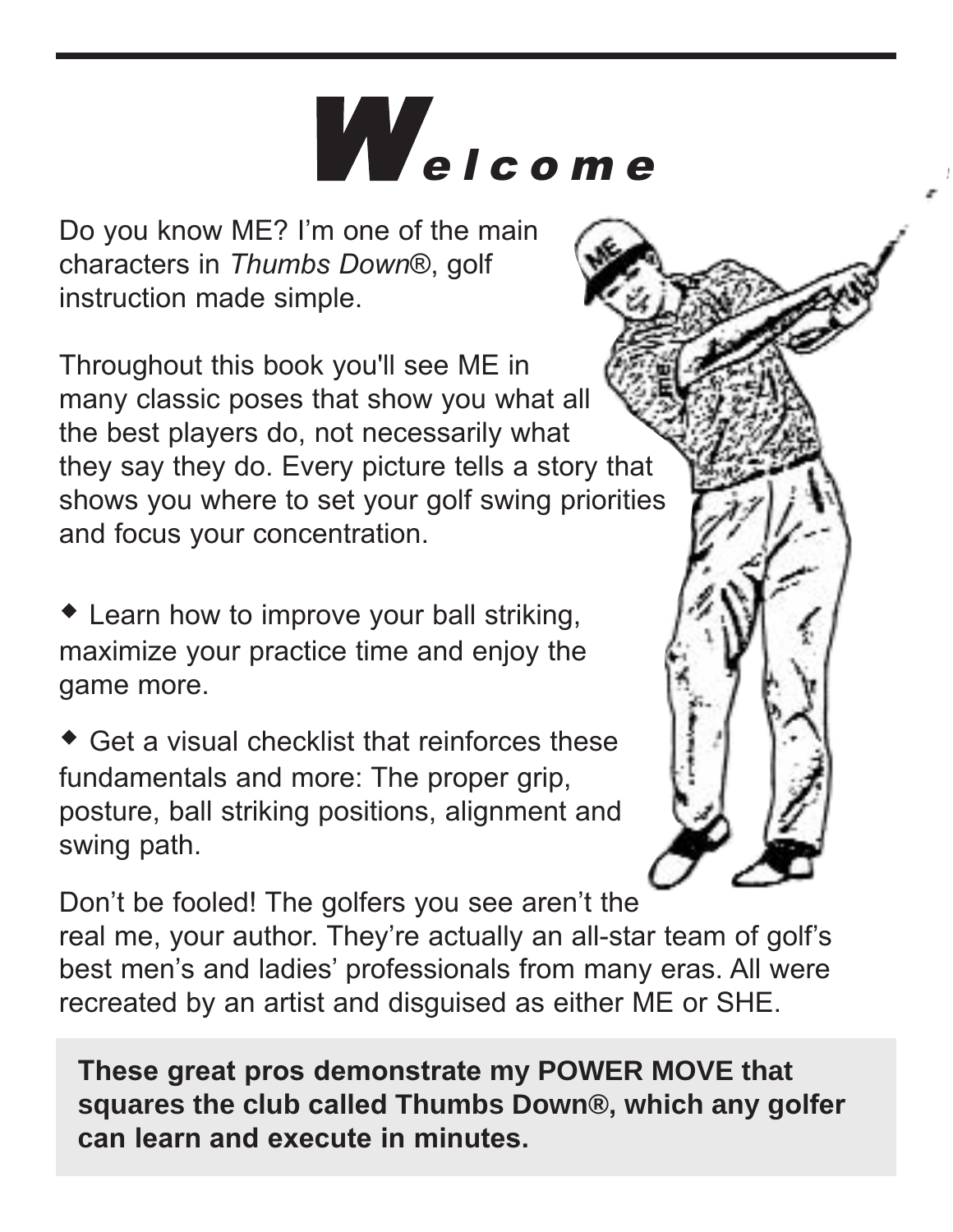# Welcome

Do you know ME? I'm one of the main characters in *Thumbs Down*®, golf instruction made simple.

Throughout this book you'll see ME in many classic poses that show you what all the best players do, not necessarily what they say they do. Every picture tells a story that shows you where to set your golf swing priorities and focus your concentration.

- Learn how to improve your ball striking, maximize your practice time and enjoy the game more.
- Get a visual checklist that reinforces these fundamentals and more: The proper grip, posture, ball striking positions, alignment and swing path.

Don't be fooled! The golfers you see aren't the real me, your author. They're actually an all-star team of golf's best men's and ladies' professionals from many eras. All were recreated by an artist and disguised as either ME or SHE.

**These great pros demonstrate my POWER MOVE that squares the club called Thumbs Down®, which any golfer can learn and execute in minutes.**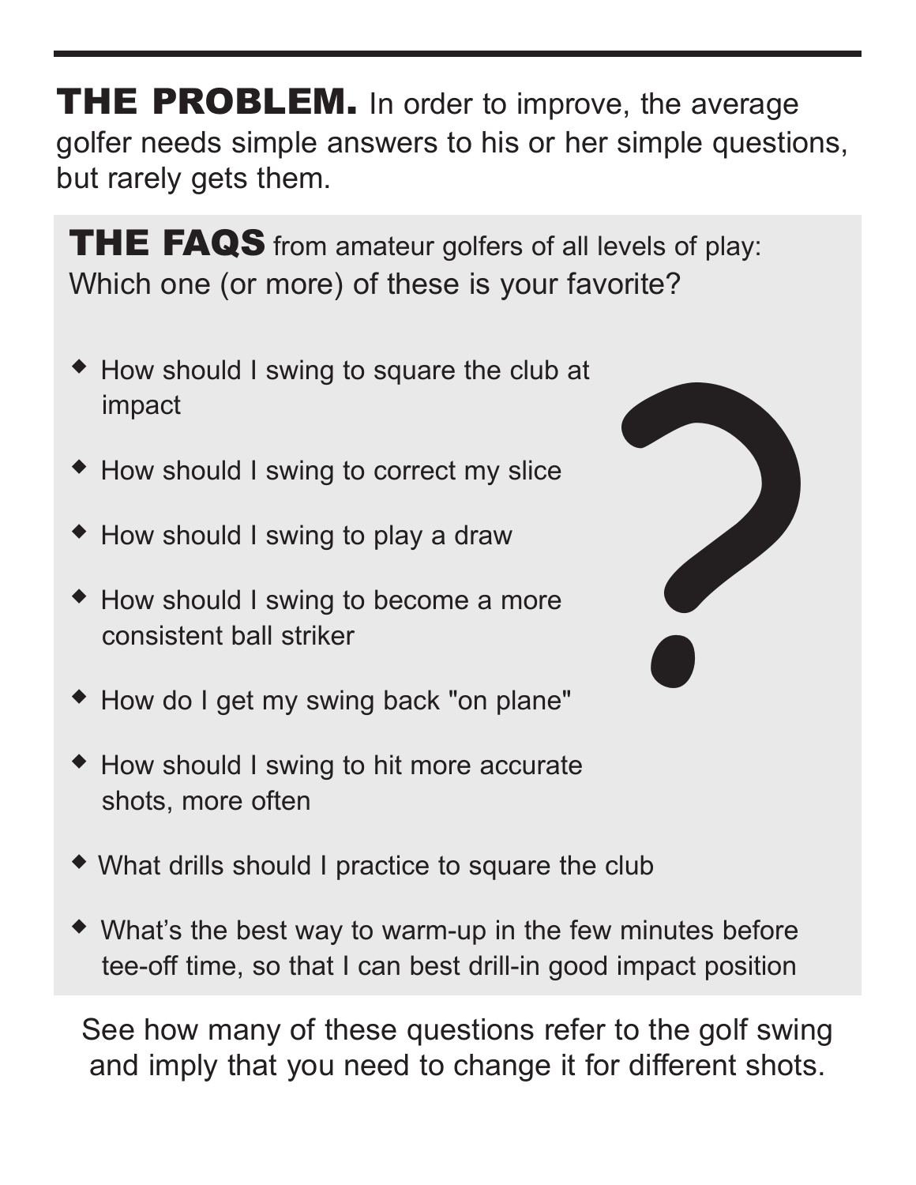**THE PROBLEM.** In order to improve, the average golfer needs simple answers to his or her simple questions, but rarely gets them.

**THE FAQS** from amateur golfers of all levels of play: Which one (or more) of these is your favorite?

- How should I swing to square the club at impact
- How should I swing to correct my slice
- How should I swing to play a draw
- How should I swing to become a more consistent ball striker
- How do I get my swing back "on plane"
- How should I swing to hit more accurate shots, more often
- What drills should I practice to square the club
- What's the best way to warm-up in the few minutes before tee-off time, so that I can best drill-in good impact position

See how many of these questions refer to the golf swing and imply that you need to change it for different shots.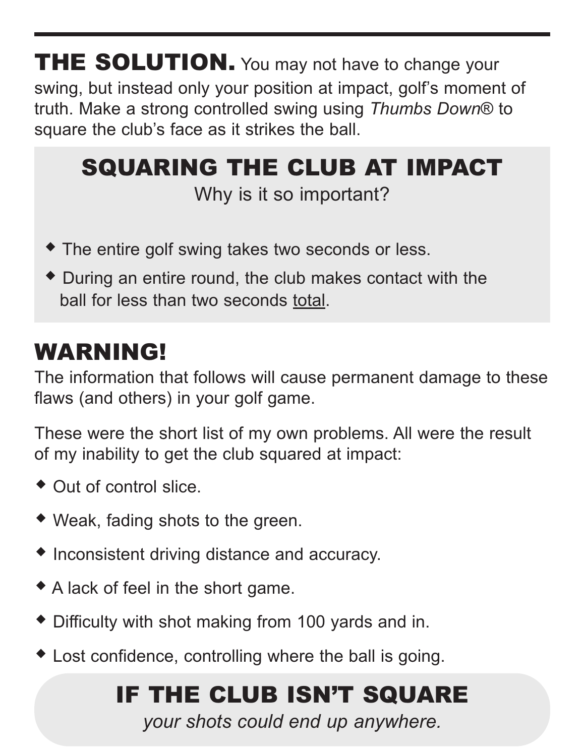**THE SOLUTION.** You may not have to change your swing, but instead only your position at impact, golf's moment of truth. Make a strong controlled swing using *Thumbs Down*® to square the club's face as it strikes the ball.

## SQUARING THE CLUB AT IMPACT

Why is it so important?

- The entire golf swing takes two seconds or less.
- During an entire round, the club makes contact with the ball for less than two seconds total.

## WARNING!

The information that follows will cause permanent damage to these flaws (and others) in your golf game.

These were the short list of my own problems. All were the result of my inability to get the club squared at impact:

- Out of control slice.
- Weak, fading shots to the green.
- Inconsistent driving distance and accuracy.
- A lack of feel in the short game.
- Difficulty with shot making from 100 yards and in.
- Lost confidence, controlling where the ball is going.

## IF THE CLUB ISN'T SQUARE

*your shots could end up anywhere.*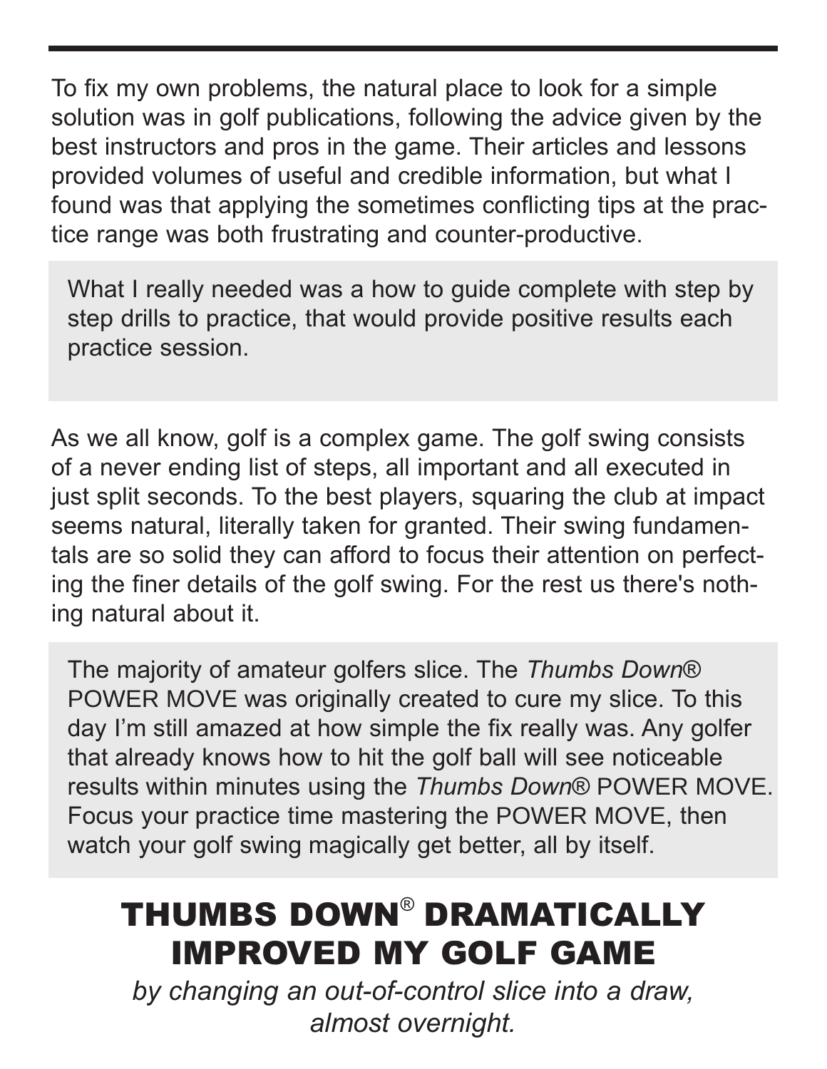To fix my own problems, the natural place to look for a simple solution was in golf publications, following the advice given by the best instructors and pros in the game. Their articles and lessons provided volumes of useful and credible information, but what I found was that applying the sometimes conflicting tips at the practice range was both frustrating and counter-productive.

> What I really needed was a how to guide complete with step by step drills to practice, that would provide positive results each practice session.

As we all know, golf is a complex game. The golf swing consists of a never ending list of steps, all important and all executed in just split seconds. To the best players, squaring the club at impact seems natural, literally taken for granted. Their swing fundamentals are so solid they can afford to focus their attention on perfecting the finer details of the golf swing. For the rest us there's nothing natural about it.

> The majority of amateur golfers slice. The *Thumbs Down*® POWER MOVE was originally created to cure my slice. To this day I'm still amazed at how simple the fix really was. Any golfer that already knows how to hit the golf ball will see noticeable results within minutes using the *Thumbs Down*® POWER MOVE. Focus your practice time mastering the POWER MOVE, then watch your golf swing magically get better, all by itself.

## THUMBS DOWN® DRAMATICALLY IMPROVED MY GOLF GAME

*by changing an out-of-control slice into a draw, almost overnight.*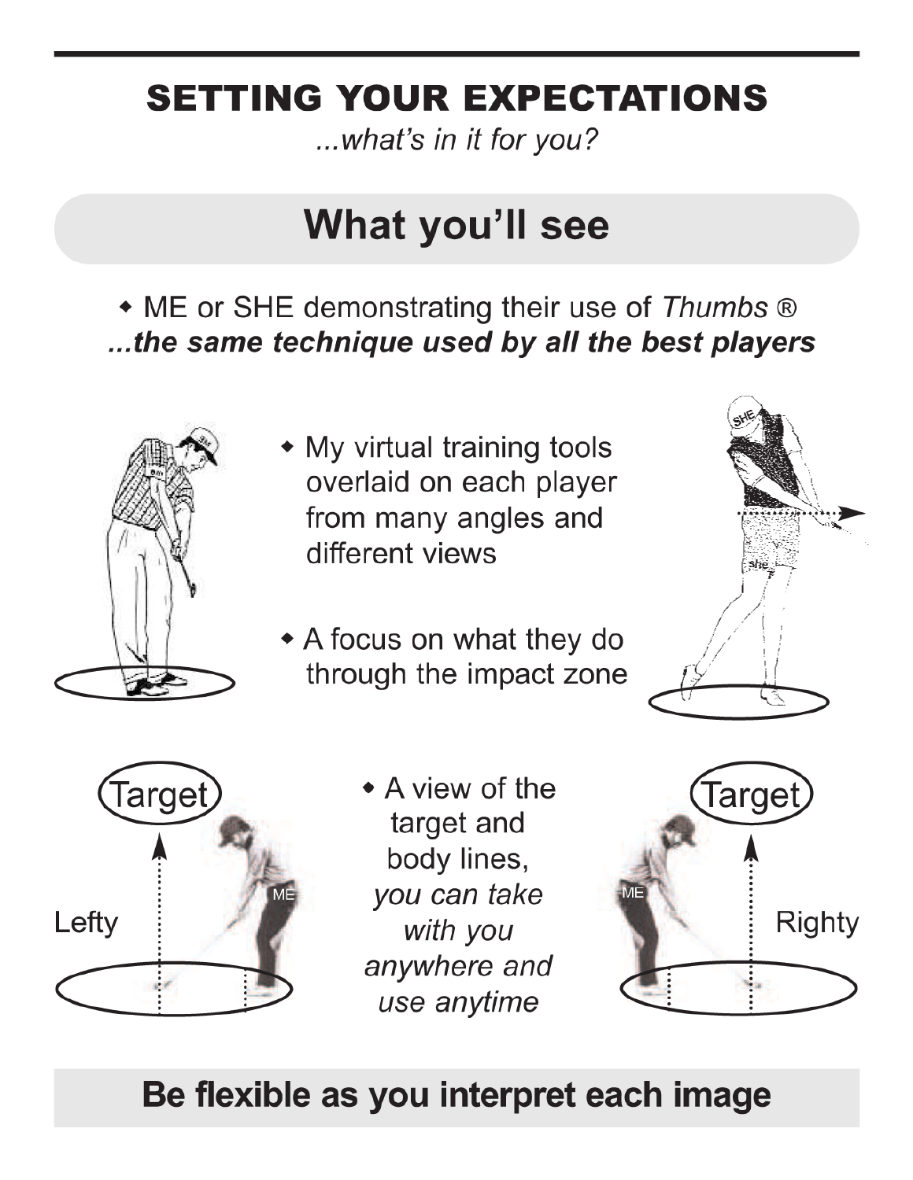# SETTING YOUR EXPECTATIONS

*...what's in it for you?*

## What you'll see

- ME or SHE demonstrating their use of *Thumbs* ®
  ***...the same technique used by all the best players***

- My virtual training tools overlaid on each player from many angles and different views

- A focus on what they do through the impact zone

- A view of the target and body lines, *you can take with you anywhere and use anytime*

**Be flexible as you interpret each image**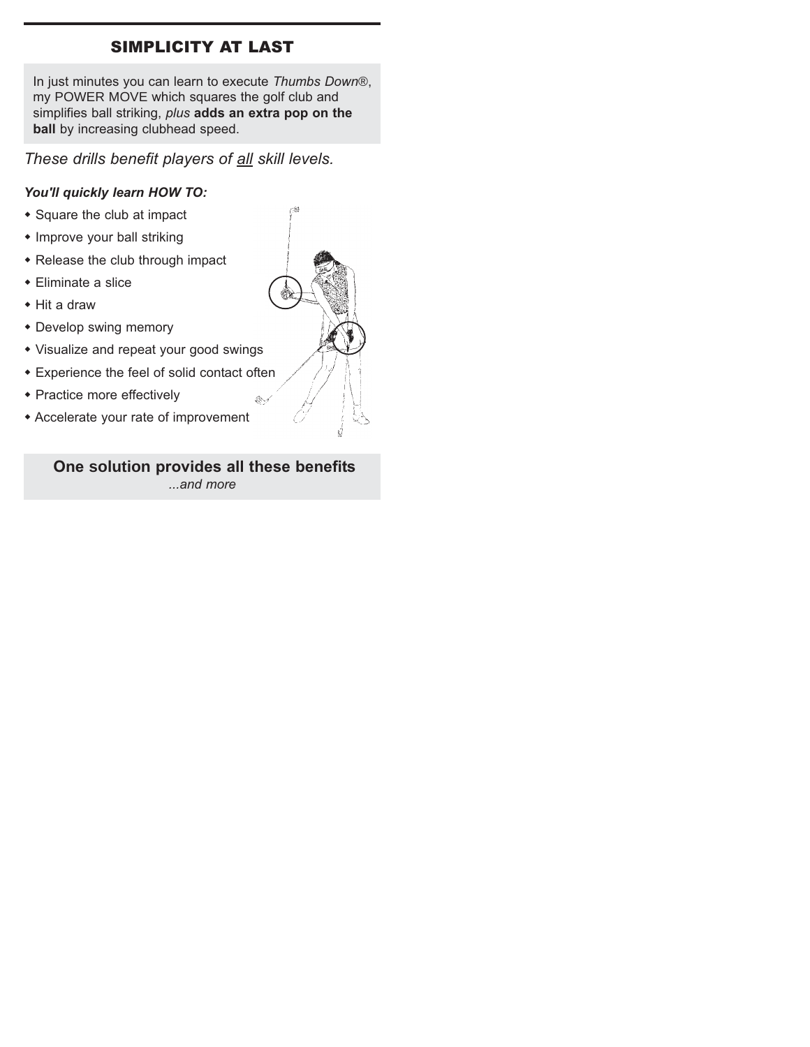## SIMPLICITY AT LAST

In just minutes you can learn to execute *Thumbs Down®*, my POWER MOVE which squares the golf club and simplifies ball striking, *plus* **adds an extra pop on the ball** by increasing clubhead speed.

*These drills benefit players of all skill levels.*

***You'll quickly learn HOW TO:***

- Square the club at impact
- Improve your ball striking
- Release the club through impact
- Eliminate a slice
- Hit a draw
- Develop swing memory
- Visualize and repeat your good swings
- Experience the feel of solid contact often
- Practice more effectively
- Accelerate your rate of improvement

**One solution provides all these benefits**

*...and more*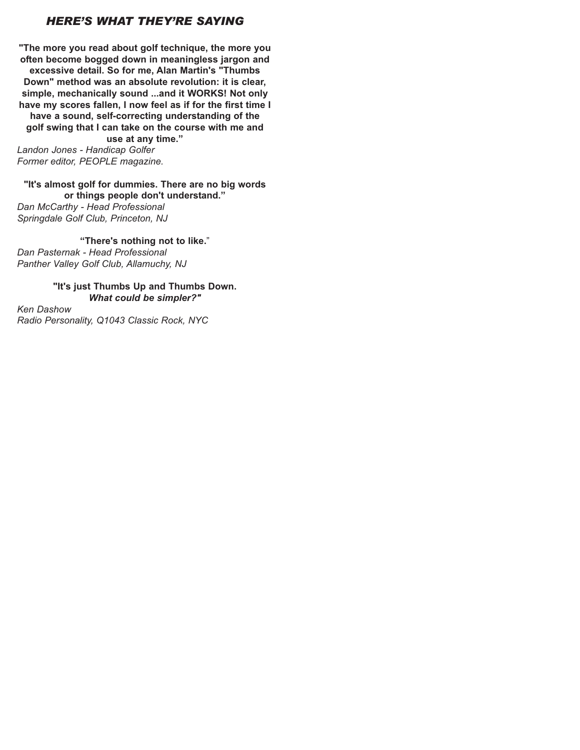## *HERE'S WHAT THEY'RE SAYING*

**"The more you read about golf technique, the more you often become bogged down in meaningless jargon and excessive detail. So for me, Alan Martin's "Thumbs Down" method was an absolute revolution: it is clear, simple, mechanically sound ...and it WORKS! Not only have my scores fallen, I now feel as if for the first time I have a sound, self-correcting understanding of the golf swing that I can take on the course with me and use at any time."**

*Landon Jones - Handicap Golfer*
*Former editor, PEOPLE magazine.*

**"It's almost golf for dummies. There are no big words or things people don't understand."**

*Dan McCarthy - Head Professional*
*Springdale Golf Club, Princeton, NJ*

**"There's nothing not to like."**

*Dan Pasternak - Head Professional*
*Panther Valley Golf Club, Allamuchy, NJ*

**"It's just Thumbs Up and Thumbs Down.** ***What could be simpler?"***

*Ken Dashow*
*Radio Personality, Q1043 Classic Rock, NYC*